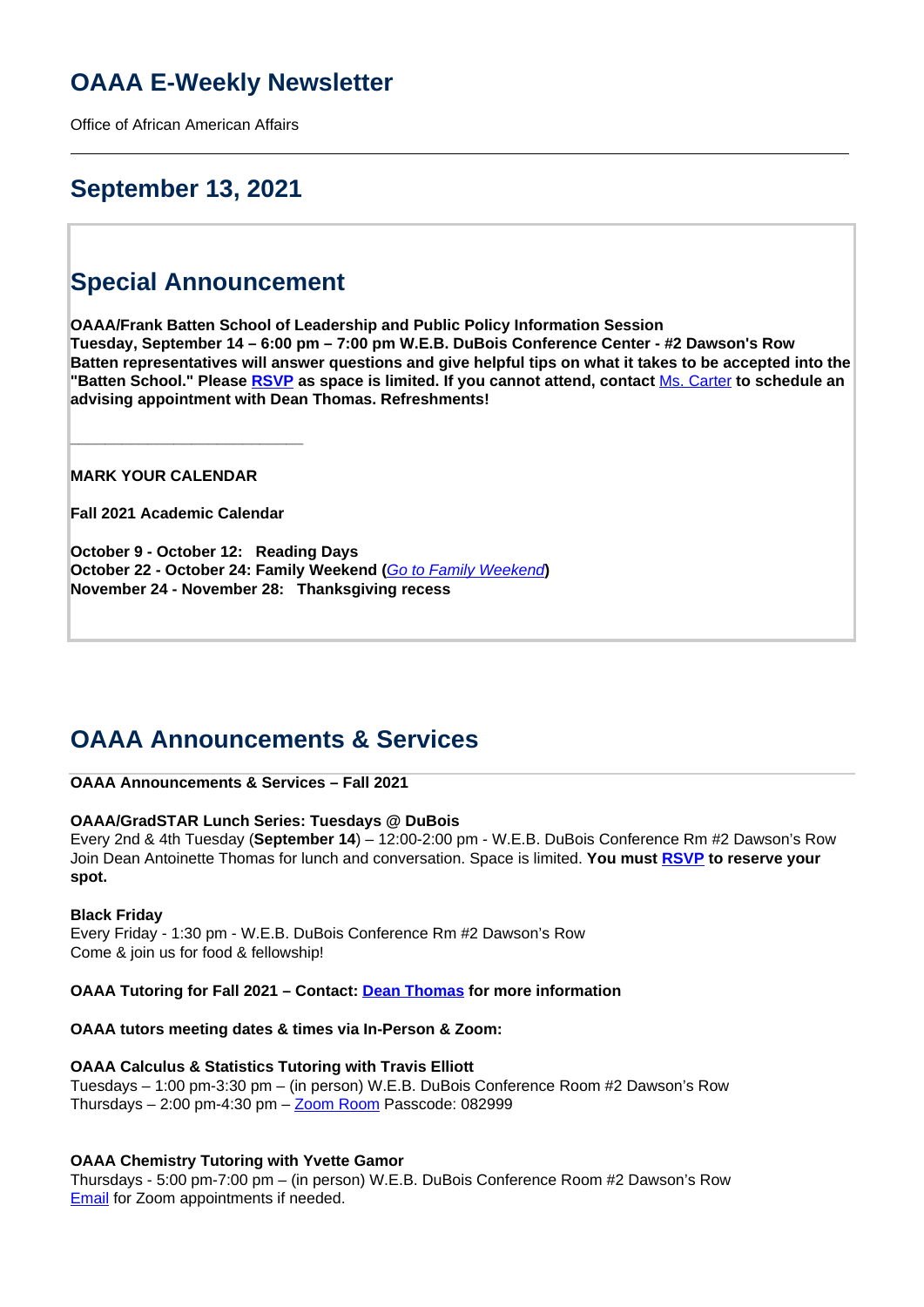# OAAA E-Weekly Newsletter

Office of African American Affairs

---

## September 13, 2021

## Special Announcement

**OAAA/Frank Batten School of Leadership and Public Policy Information Session**
**Tuesday, September 14 – 6:00 pm – 7:00 pm W.E.B. DuBois Conference Center - #2 Dawson's Row**
**Batten representatives will answer questions and give helpful tips on what it takes to be accepted into the "Batten School." Please RSVP as space is limited. If you cannot attend, contact** Ms. Carter **to schedule an advising appointment with Dean Thomas. Refreshments!**

\_\_\_\_\_\_\_\_\_\_\_\_\_\_\_\_\_\_\_\_\_\_\_\_\_\_\_\_

**MARK YOUR CALENDAR**

**Fall 2021 Academic Calendar**

**October 9 - October 12: Reading Days**
**October 22 - October 24: Family Weekend (*Go to Family Weekend*)**
**November 24 - November 28: Thanksgiving recess**

## OAAA Announcements & Services

**OAAA Announcements & Services – Fall 2021**

**OAAA/GradSTAR Lunch Series: Tuesdays @ DuBois**
Every 2nd & 4th Tuesday (**September 14**) – 12:00-2:00 pm - W.E.B. DuBois Conference Rm #2 Dawson's Row
Join Dean Antoinette Thomas for lunch and conversation. Space is limited. **You must RSVP to reserve your spot.**

**Black Friday**
Every Friday - 1:30 pm - W.E.B. DuBois Conference Rm #2 Dawson's Row
Come & join us for food & fellowship!

**OAAA Tutoring for Fall 2021 – Contact: Dean Thomas for more information**

**OAAA tutors meeting dates & times via In-Person & Zoom:**

**OAAA Calculus & Statistics Tutoring with Travis Elliott**
Tuesdays – 1:00 pm-3:30 pm – (in person) W.E.B. DuBois Conference Room #2 Dawson's Row
Thursdays – 2:00 pm-4:30 pm – Zoom Room Passcode: 082999

**OAAA Chemistry Tutoring with Yvette Gamor**
Thursdays - 5:00 pm-7:00 pm – (in person) W.E.B. DuBois Conference Room #2 Dawson's Row
Email for Zoom appointments if needed.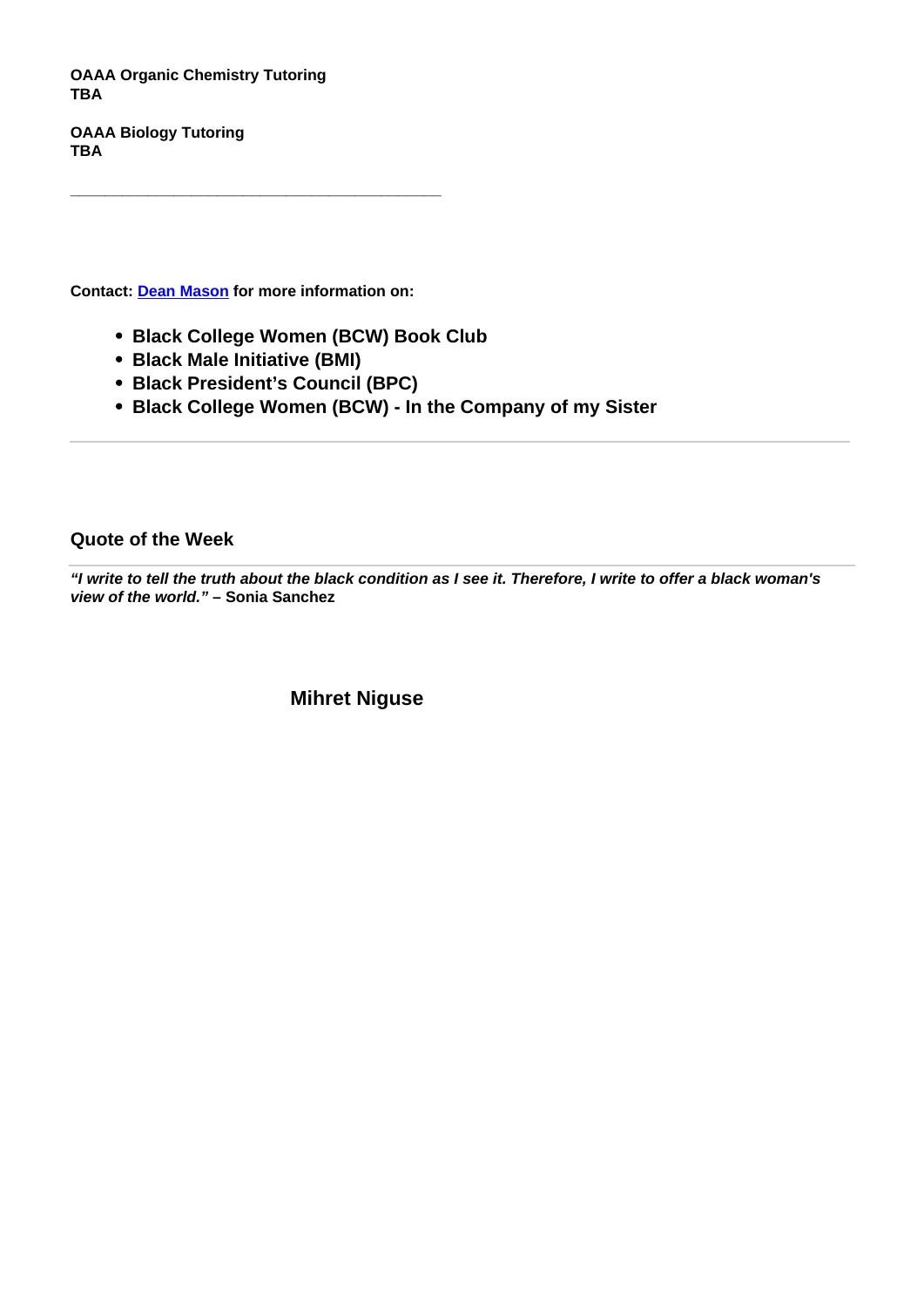**OAAA Organic Chemistry Tutoring**
**TBA**

**OAAA Biology Tutoring**
**TBA**

---

**Contact: Dean Mason for more information on:**

- **Black College Women (BCW) Book Club**
- **Black Male Initiative (BMI)**
- **Black President's Council (BPC)**
- **Black College Women (BCW) - In the Company of my Sister**

---

### Quote of the Week

***"I write to tell the truth about the black condition as I see it. Therefore, I write to offer a black woman's view of the world."*** **– Sonia Sanchez**

### Mihret Niguse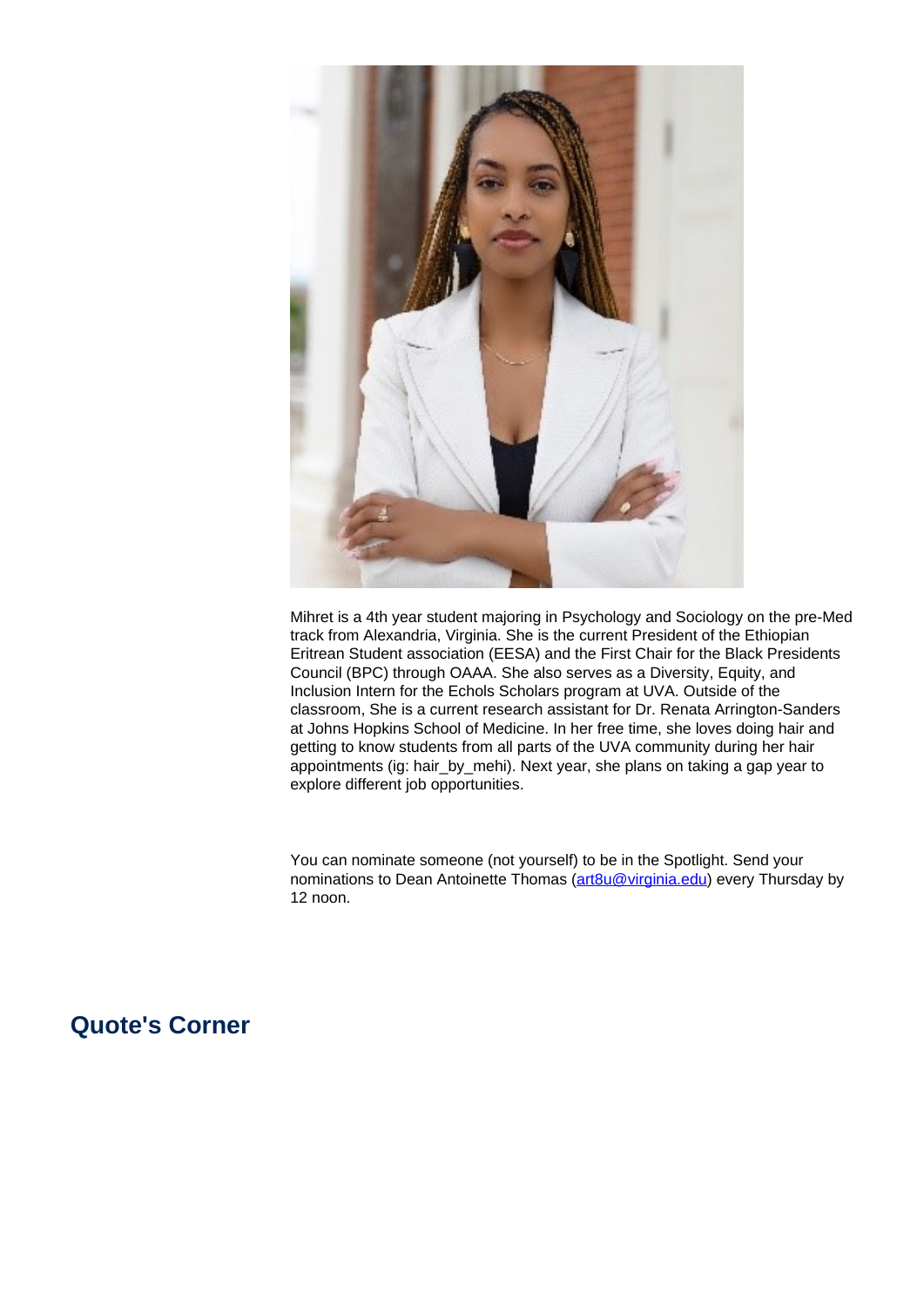Mihret is a 4th year student majoring in Psychology and Sociology on the pre-Med track from Alexandria, Virginia. She is the current President of the Ethiopian Eritrean Student association (EESA) and the First Chair for the Black Presidents Council (BPC) through OAAA. She also serves as a Diversity, Equity, and Inclusion Intern for the Echols Scholars program at UVA. Outside of the classroom, She is a current research assistant for Dr. Renata Arrington-Sanders at Johns Hopkins School of Medicine. In her free time, she loves doing hair and getting to know students from all parts of the UVA community during her hair appointments (ig: hair_by_mehi). Next year, she plans on taking a gap year to explore different job opportunities.

You can nominate someone (not yourself) to be in the Spotlight. Send your nominations to Dean Antoinette Thomas ([art8u@virginia.edu](mailto:art8u@virginia.edu)) every Thursday by 12 noon.

## Quote's Corner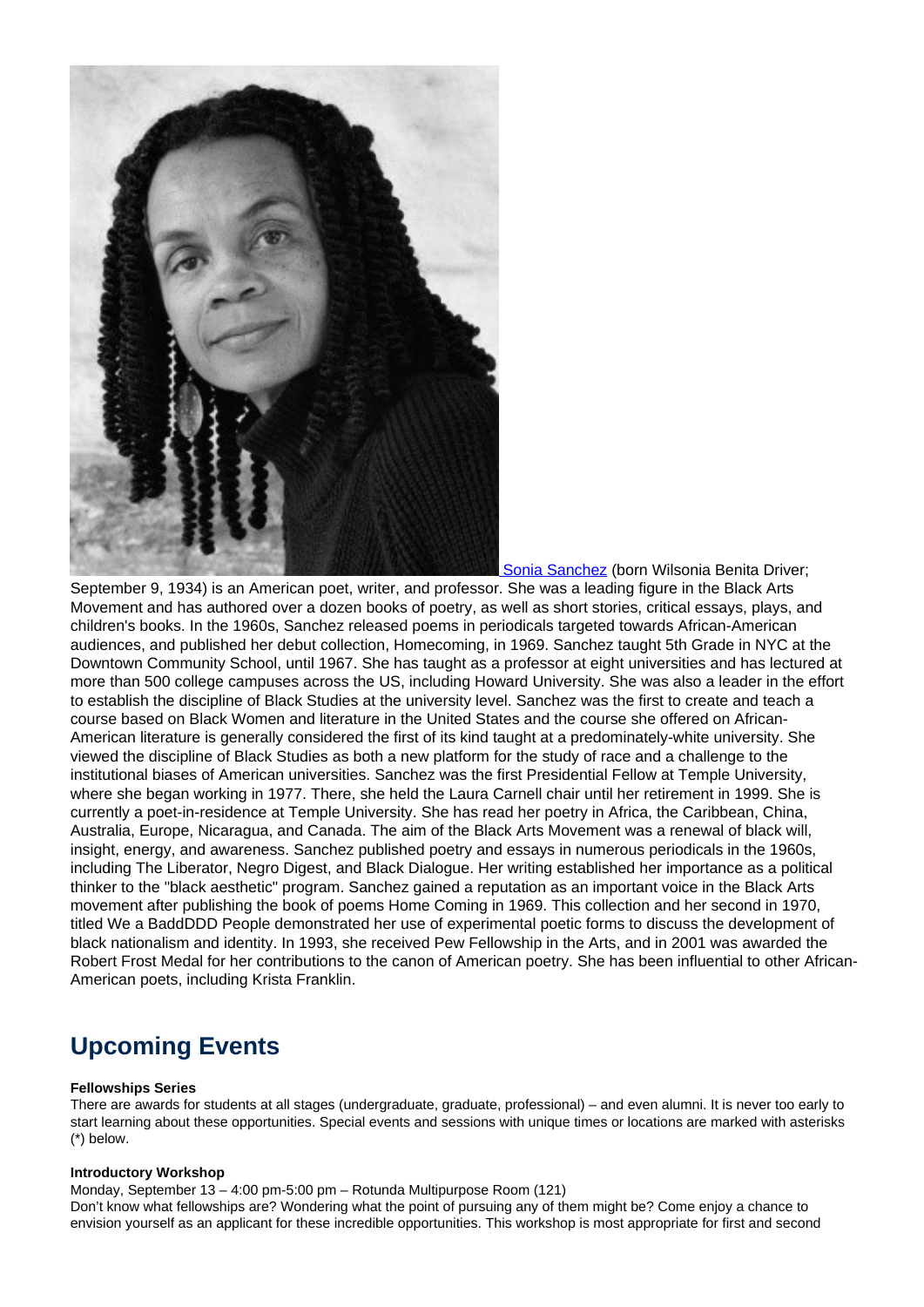[Sonia Sanchez](#) (born Wilsonia Benita Driver; September 9, 1934) is an American poet, writer, and professor. She was a leading figure in the Black Arts Movement and has authored over a dozen books of poetry, as well as short stories, critical essays, plays, and children's books. In the 1960s, Sanchez released poems in periodicals targeted towards African-American audiences, and published her debut collection, Homecoming, in 1969. Sanchez taught 5th Grade in NYC at the Downtown Community School, until 1967. She has taught as a professor at eight universities and has lectured at more than 500 college campuses across the US, including Howard University. She was also a leader in the effort to establish the discipline of Black Studies at the university level. Sanchez was the first to create and teach a course based on Black Women and literature in the United States and the course she offered on African-American literature is generally considered the first of its kind taught at a predominately-white university. She viewed the discipline of Black Studies as both a new platform for the study of race and a challenge to the institutional biases of American universities. Sanchez was the first Presidential Fellow at Temple University, where she began working in 1977. There, she held the Laura Carnell chair until her retirement in 1999. She is currently a poet-in-residence at Temple University. She has read her poetry in Africa, the Caribbean, China, Australia, Europe, Nicaragua, and Canada. The aim of the Black Arts Movement was a renewal of black will, insight, energy, and awareness. Sanchez published poetry and essays in numerous periodicals in the 1960s, including The Liberator, Negro Digest, and Black Dialogue. Her writing established her importance as a political thinker to the "black aesthetic" program. Sanchez gained a reputation as an important voice in the Black Arts movement after publishing the book of poems Home Coming in 1969. This collection and her second in 1970, titled We a BaddDDD People demonstrated her use of experimental poetic forms to discuss the development of black nationalism and identity. In 1993, she received Pew Fellowship in the Arts, and in 2001 was awarded the Robert Frost Medal for her contributions to the canon of American poetry. She has been influential to other African-American poets, including Krista Franklin.

## Upcoming Events

**Fellowships Series**

There are awards for students at all stages (undergraduate, graduate, professional) – and even alumni. It is never too early to start learning about these opportunities. Special events and sessions with unique times or locations are marked with asterisks (*) below.

**Introductory Workshop**

Monday, September 13 – 4:00 pm-5:00 pm – Rotunda Multipurpose Room (121)

Don't know what fellowships are? Wondering what the point of pursuing any of them might be? Come enjoy a chance to envision yourself as an applicant for these incredible opportunities. This workshop is most appropriate for first and second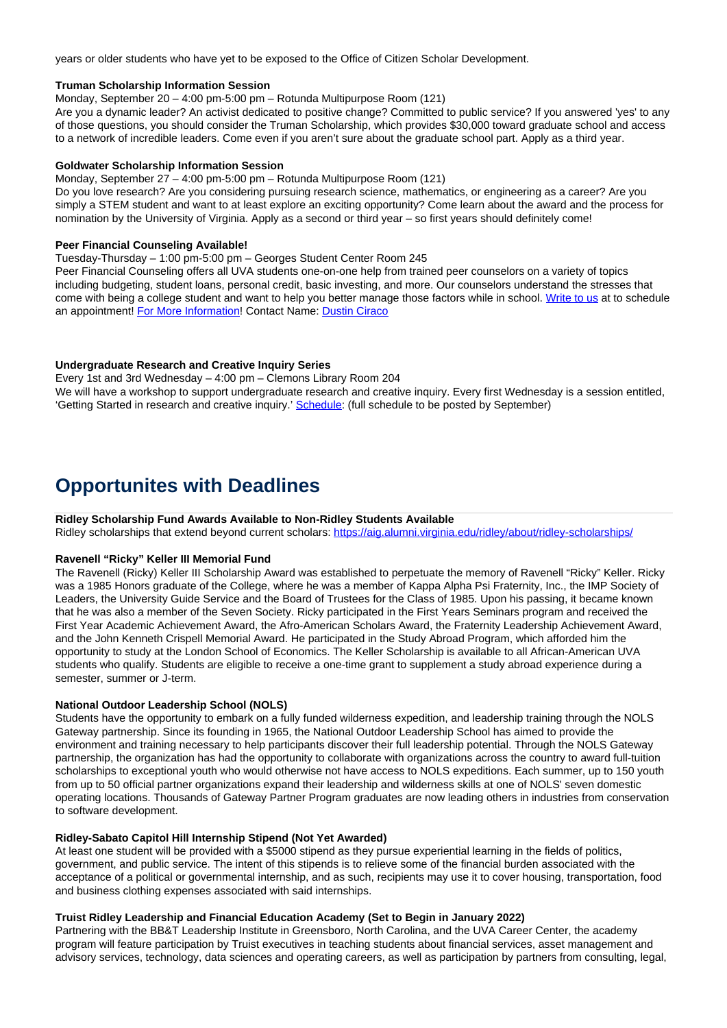years or older students who have yet to be exposed to the Office of Citizen Scholar Development.

**Truman Scholarship Information Session**
Monday, September 20 – 4:00 pm-5:00 pm – Rotunda Multipurpose Room (121)
Are you a dynamic leader? An activist dedicated to positive change? Committed to public service? If you answered 'yes' to any of those questions, you should consider the Truman Scholarship, which provides $30,000 toward graduate school and access to a network of incredible leaders. Come even if you aren't sure about the graduate school part. Apply as a third year.

**Goldwater Scholarship Information Session**
Monday, September 27 – 4:00 pm-5:00 pm – Rotunda Multipurpose Room (121)
Do you love research? Are you considering pursuing research science, mathematics, or engineering as a career? Are you simply a STEM student and want to at least explore an exciting opportunity? Come learn about the award and the process for nomination by the University of Virginia. Apply as a second or third year – so first years should definitely come!

**Peer Financial Counseling Available!**
Tuesday-Thursday – 1:00 pm-5:00 pm – Georges Student Center Room 245
Peer Financial Counseling offers all UVA students one-on-one help from trained peer counselors on a variety of topics including budgeting, student loans, personal credit, basic investing, and more. Our counselors understand the stresses that come with being a college student and want to help you better manage those factors while in school. Write to us at to schedule an appointment! For More Information! Contact Name: Dustin Ciraco

**Undergraduate Research and Creative Inquiry Series**
Every 1st and 3rd Wednesday – 4:00 pm – Clemons Library Room 204
We will have a workshop to support undergraduate research and creative inquiry. Every first Wednesday is a session entitled, 'Getting Started in research and creative inquiry.' Schedule: (full schedule to be posted by September)

# Opportunites with Deadlines

**Ridley Scholarship Fund Awards Available to Non-Ridley Students Available**
Ridley scholarships that extend beyond current scholars: https://aig.alumni.virginia.edu/ridley/about/ridley-scholarships/

**Ravenell "Ricky" Keller III Memorial Fund**
The Ravenell (Ricky) Keller III Scholarship Award was established to perpetuate the memory of Ravenell "Ricky" Keller. Ricky was a 1985 Honors graduate of the College, where he was a member of Kappa Alpha Psi Fraternity, Inc., the IMP Society of Leaders, the University Guide Service and the Board of Trustees for the Class of 1985. Upon his passing, it became known that he was also a member of the Seven Society. Ricky participated in the First Years Seminars program and received the First Year Academic Achievement Award, the Afro-American Scholars Award, the Fraternity Leadership Achievement Award, and the John Kenneth Crispell Memorial Award. He participated in the Study Abroad Program, which afforded him the opportunity to study at the London School of Economics. The Keller Scholarship is available to all African-American UVA students who qualify. Students are eligible to receive a one-time grant to supplement a study abroad experience during a semester, summer or J-term.

**National Outdoor Leadership School (NOLS)**
Students have the opportunity to embark on a fully funded wilderness expedition, and leadership training through the NOLS Gateway partnership. Since its founding in 1965, the National Outdoor Leadership School has aimed to provide the environment and training necessary to help participants discover their full leadership potential. Through the NOLS Gateway partnership, the organization has had the opportunity to collaborate with organizations across the country to award full-tuition scholarships to exceptional youth who would otherwise not have access to NOLS expeditions. Each summer, up to 150 youth from up to 50 official partner organizations expand their leadership and wilderness skills at one of NOLS' seven domestic operating locations. Thousands of Gateway Partner Program graduates are now leading others in industries from conservation to software development.

**Ridley-Sabato Capitol Hill Internship Stipend (Not Yet Awarded)**
At least one student will be provided with a $5000 stipend as they pursue experiential learning in the fields of politics, government, and public service. The intent of this stipends is to relieve some of the financial burden associated with the acceptance of a political or governmental internship, and as such, recipients may use it to cover housing, transportation, food and business clothing expenses associated with said internships.

**Truist Ridley Leadership and Financial Education Academy (Set to Begin in January 2022)**
Partnering with the BB&T Leadership Institute in Greensboro, North Carolina, and the UVA Career Center, the academy program will feature participation by Truist executives in teaching students about financial services, asset management and advisory services, technology, data sciences and operating careers, as well as participation by partners from consulting, legal,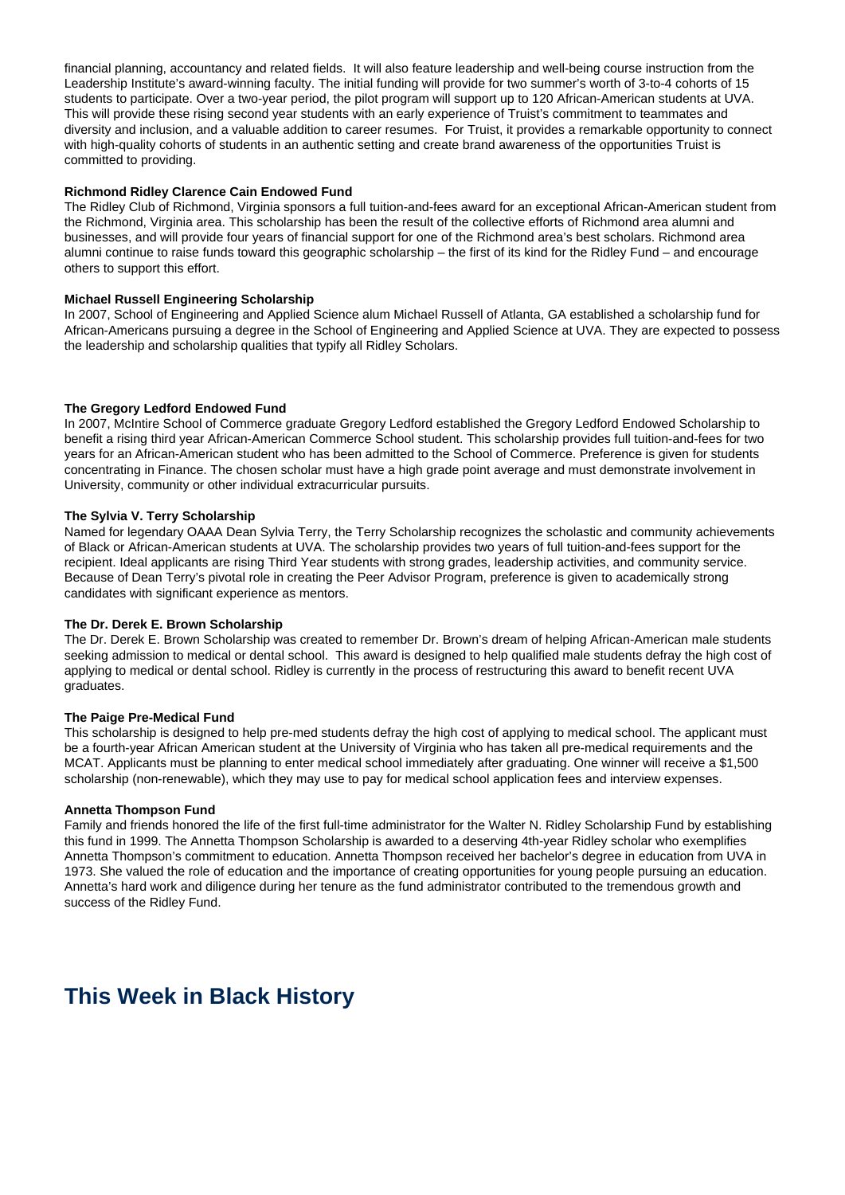financial planning, accountancy and related fields. It will also feature leadership and well-being course instruction from the Leadership Institute's award-winning faculty. The initial funding will provide for two summer's worth of 3-to-4 cohorts of 15 students to participate. Over a two-year period, the pilot program will support up to 120 African-American students at UVA. This will provide these rising second year students with an early experience of Truist's commitment to teammates and diversity and inclusion, and a valuable addition to career resumes. For Truist, it provides a remarkable opportunity to connect with high-quality cohorts of students in an authentic setting and create brand awareness of the opportunities Truist is committed to providing.

**Richmond Ridley Clarence Cain Endowed Fund**
The Ridley Club of Richmond, Virginia sponsors a full tuition-and-fees award for an exceptional African-American student from the Richmond, Virginia area. This scholarship has been the result of the collective efforts of Richmond area alumni and businesses, and will provide four years of financial support for one of the Richmond area's best scholars. Richmond area alumni continue to raise funds toward this geographic scholarship – the first of its kind for the Ridley Fund – and encourage others to support this effort.

**Michael Russell Engineering Scholarship**
In 2007, School of Engineering and Applied Science alum Michael Russell of Atlanta, GA established a scholarship fund for African-Americans pursuing a degree in the School of Engineering and Applied Science at UVA. They are expected to possess the leadership and scholarship qualities that typify all Ridley Scholars.

**The Gregory Ledford Endowed Fund**
In 2007, McIntire School of Commerce graduate Gregory Ledford established the Gregory Ledford Endowed Scholarship to benefit a rising third year African-American Commerce School student. This scholarship provides full tuition-and-fees for two years for an African-American student who has been admitted to the School of Commerce. Preference is given for students concentrating in Finance. The chosen scholar must have a high grade point average and must demonstrate involvement in University, community or other individual extracurricular pursuits.

**The Sylvia V. Terry Scholarship**
Named for legendary OAAA Dean Sylvia Terry, the Terry Scholarship recognizes the scholastic and community achievements of Black or African-American students at UVA. The scholarship provides two years of full tuition-and-fees support for the recipient. Ideal applicants are rising Third Year students with strong grades, leadership activities, and community service. Because of Dean Terry's pivotal role in creating the Peer Advisor Program, preference is given to academically strong candidates with significant experience as mentors.

**The Dr. Derek E. Brown Scholarship**
The Dr. Derek E. Brown Scholarship was created to remember Dr. Brown's dream of helping African-American male students seeking admission to medical or dental school. This award is designed to help qualified male students defray the high cost of applying to medical or dental school. Ridley is currently in the process of restructuring this award to benefit recent UVA graduates.

**The Paige Pre-Medical Fund**
This scholarship is designed to help pre-med students defray the high cost of applying to medical school. The applicant must be a fourth-year African American student at the University of Virginia who has taken all pre-medical requirements and the MCAT. Applicants must be planning to enter medical school immediately after graduating. One winner will receive a $1,500 scholarship (non-renewable), which they may use to pay for medical school application fees and interview expenses.

**Annetta Thompson Fund**
Family and friends honored the life of the first full-time administrator for the Walter N. Ridley Scholarship Fund by establishing this fund in 1999. The Annetta Thompson Scholarship is awarded to a deserving 4th-year Ridley scholar who exemplifies Annetta Thompson's commitment to education. Annetta Thompson received her bachelor's degree in education from UVA in 1973. She valued the role of education and the importance of creating opportunities for young people pursuing an education. Annetta's hard work and diligence during her tenure as the fund administrator contributed to the tremendous growth and success of the Ridley Fund.

# This Week in Black History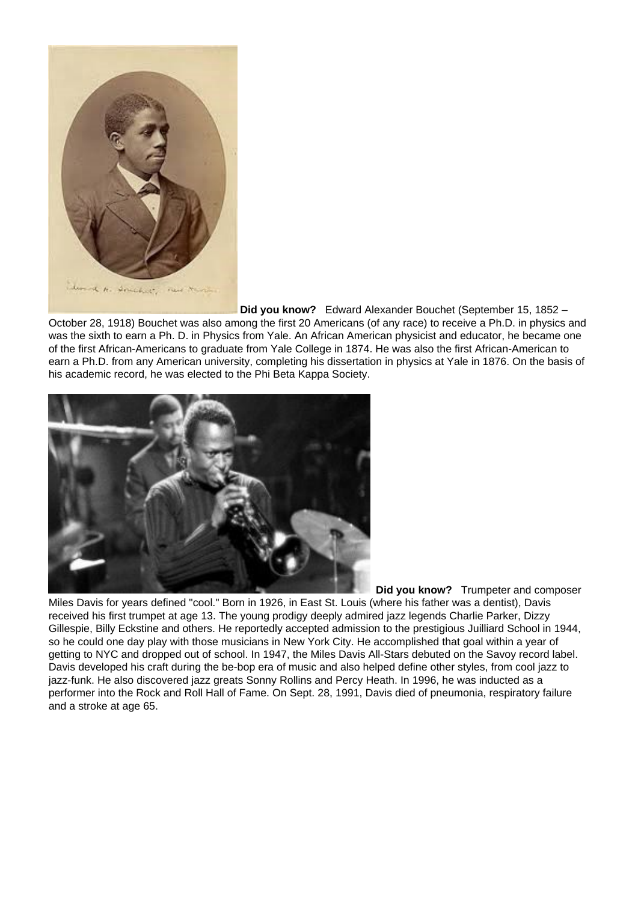**Did you know?** Edward Alexander Bouchet (September 15, 1852 – October 28, 1918) Bouchet was also among the first 20 Americans (of any race) to receive a Ph.D. in physics and was the sixth to earn a Ph. D. in Physics from Yale. An African American physicist and educator, he became one of the first African-Americans to graduate from Yale College in 1874. He was also the first African-American to earn a Ph.D. from any American university, completing his dissertation in physics at Yale in 1876. On the basis of his academic record, he was elected to the Phi Beta Kappa Society.

**Did you know?** Trumpeter and composer Miles Davis for years defined "cool." Born in 1926, in East St. Louis (where his father was a dentist), Davis received his first trumpet at age 13. The young prodigy deeply admired jazz legends Charlie Parker, Dizzy Gillespie, Billy Eckstine and others. He reportedly accepted admission to the prestigious Juilliard School in 1944, so he could one day play with those musicians in New York City. He accomplished that goal within a year of getting to NYC and dropped out of school. In 1947, the Miles Davis All-Stars debuted on the Savoy record label. Davis developed his craft during the be-bop era of music and also helped define other styles, from cool jazz to jazz-funk. He also discovered jazz greats Sonny Rollins and Percy Heath. In 1996, he was inducted as a performer into the Rock and Roll Hall of Fame. On Sept. 28, 1991, Davis died of pneumonia, respiratory failure and a stroke at age 65.